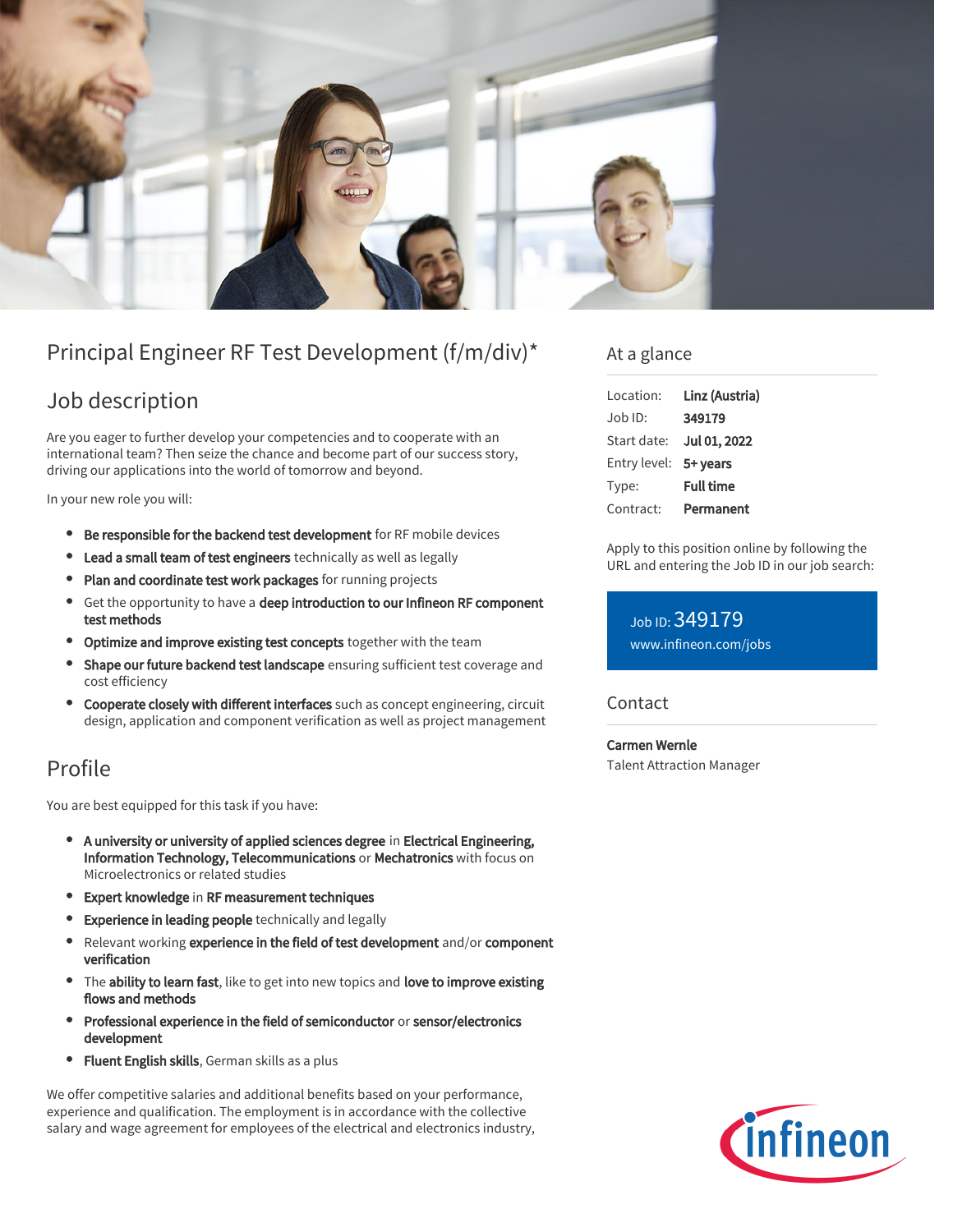# Principal Engineer RF Test Development (f/m/div)*

## Job description

Are you eager to further develop your competencies and to cooperate with an international team? Then seize the chance and become part of our success story, driving our applications into the world of tomorrow and beyond.

In your new role you will:

- **Be responsible for the backend test development** for RF mobile devices
- **Lead a small team of test engineers** technically as well as legally
- **Plan and coordinate test work packages** for running projects
- Get the opportunity to have a **deep introduction to our Infineon RF component test methods**
- **Optimize and improve existing test concepts** together with the team
- **Shape our future backend test landscape** ensuring sufficient test coverage and cost efficiency
- **Cooperate closely with different interfaces** such as concept engineering, circuit design, application and component verification as well as project management

## Profile

You are best equipped for this task if you have:

- **A university or university of applied sciences degree** in **Electrical Engineering, Information Technology, Telecommunications** or **Mechatronics** with focus on Microelectronics or related studies
- **Expert knowledge** in **RF measurement techniques**
- **Experience in leading people** technically and legally
- Relevant working **experience in the field of test development** and/or **component verification**
- The **ability to learn fast**, like to get into new topics and **love to improve existing flows and methods**
- **Professional experience in the field of semiconductor** or **sensor/electronics development**
- **Fluent English skills**, German skills as a plus

We offer competitive salaries and additional benefits based on your performance, experience and qualification. The employment is in accordance with the collective salary and wage agreement for employees of the electrical and electronics industry,

## At a glance

| | |
|---|---|
| Location: | **Linz (Austria)** |
| Job ID: | **349179** |
| Start date: | **Jul 01, 2022** |
| Entry level: | **5+ years** |
| Type: | **Full time** |
| Contract: | **Permanent** |

Apply to this position online by following the URL and entering the Job ID in our job search:

Job ID: 349179
www.infineon.com/jobs

## Contact

**Carmen Wernle**
Talent Attraction Manager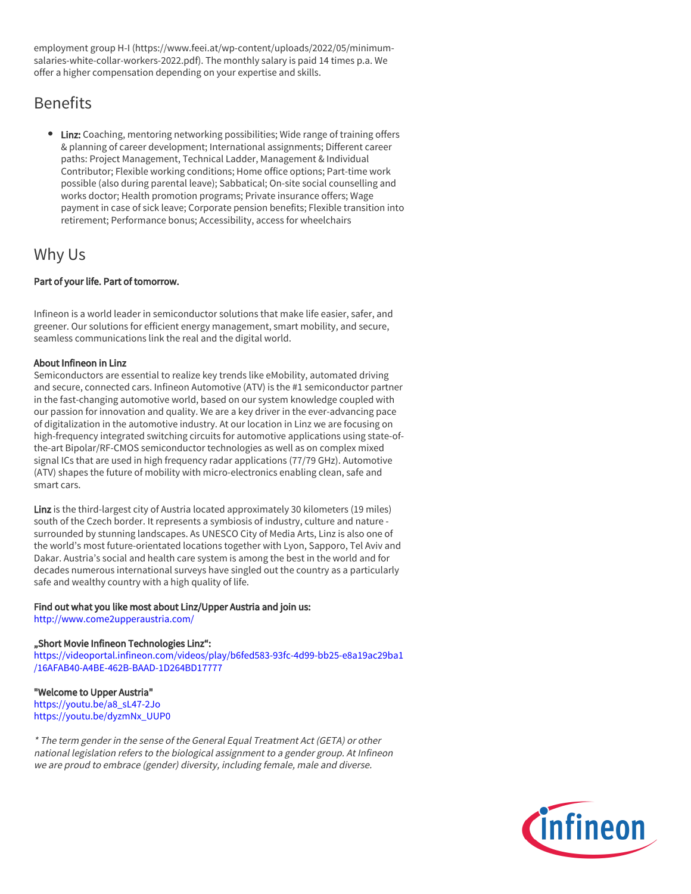employment group H-I (https://www.feei.at/wp-content/uploads/2022/05/minimum-salaries-white-collar-workers-2022.pdf). The monthly salary is paid 14 times p.a. We offer a higher compensation depending on your expertise and skills.

## Benefits

- **Linz:** Coaching, mentoring networking possibilities; Wide range of training offers & planning of career development; International assignments; Different career paths: Project Management, Technical Ladder, Management & Individual Contributor; Flexible working conditions; Home office options; Part-time work possible (also during parental leave); Sabbatical; On-site social counselling and works doctor; Health promotion programs; Private insurance offers; Wage payment in case of sick leave; Corporate pension benefits; Flexible transition into retirement; Performance bonus; Accessibility, access for wheelchairs

## Why Us

**Part of your life. Part of tomorrow.**

Infineon is a world leader in semiconductor solutions that make life easier, safer, and greener. Our solutions for efficient energy management, smart mobility, and secure, seamless communications link the real and the digital world.

**About Infineon in Linz**
Semiconductors are essential to realize key trends like eMobility, automated driving and secure, connected cars. Infineon Automotive (ATV) is the #1 semiconductor partner in the fast-changing automotive world, based on our system knowledge coupled with our passion for innovation and quality. We are a key driver in the ever-advancing pace of digitalization in the automotive industry. At our location in Linz we are focusing on high-frequency integrated switching circuits for automotive applications using state-of-the-art Bipolar/RF-CMOS semiconductor technologies as well as on complex mixed signal ICs that are used in high frequency radar applications (77/79 GHz). Automotive (ATV) shapes the future of mobility with micro-electronics enabling clean, safe and smart cars.

**Linz** is the third-largest city of Austria located approximately 30 kilometers (19 miles) south of the Czech border. It represents a symbiosis of industry, culture and nature - surrounded by stunning landscapes. As UNESCO City of Media Arts, Linz is also one of the world's most future-orientated locations together with Lyon, Sapporo, Tel Aviv and Dakar. Austria's social and health care system is among the best in the world and for decades numerous international surveys have singled out the country as a particularly safe and wealthy country with a high quality of life.

**Find out what you like most about Linz/Upper Austria and join us:**
http://www.come2upperaustria.com/

**„Short Movie Infineon Technologies Linz":**
https://videoportal.infineon.com/videos/play/b6fed583-93fc-4d99-bb25-e8a19ac29ba1/16AFAB40-A4BE-462B-BAAD-1D264BD17777

**"Welcome to Upper Austria"**
https://youtu.be/a8_sL47-2Jo
https://youtu.be/dyzmNx_UUP0

*\* The term gender in the sense of the General Equal Treatment Act (GETA) or other national legislation refers to the biological assignment to a gender group. At Infineon we are proud to embrace (gender) diversity, including female, male and diverse.*